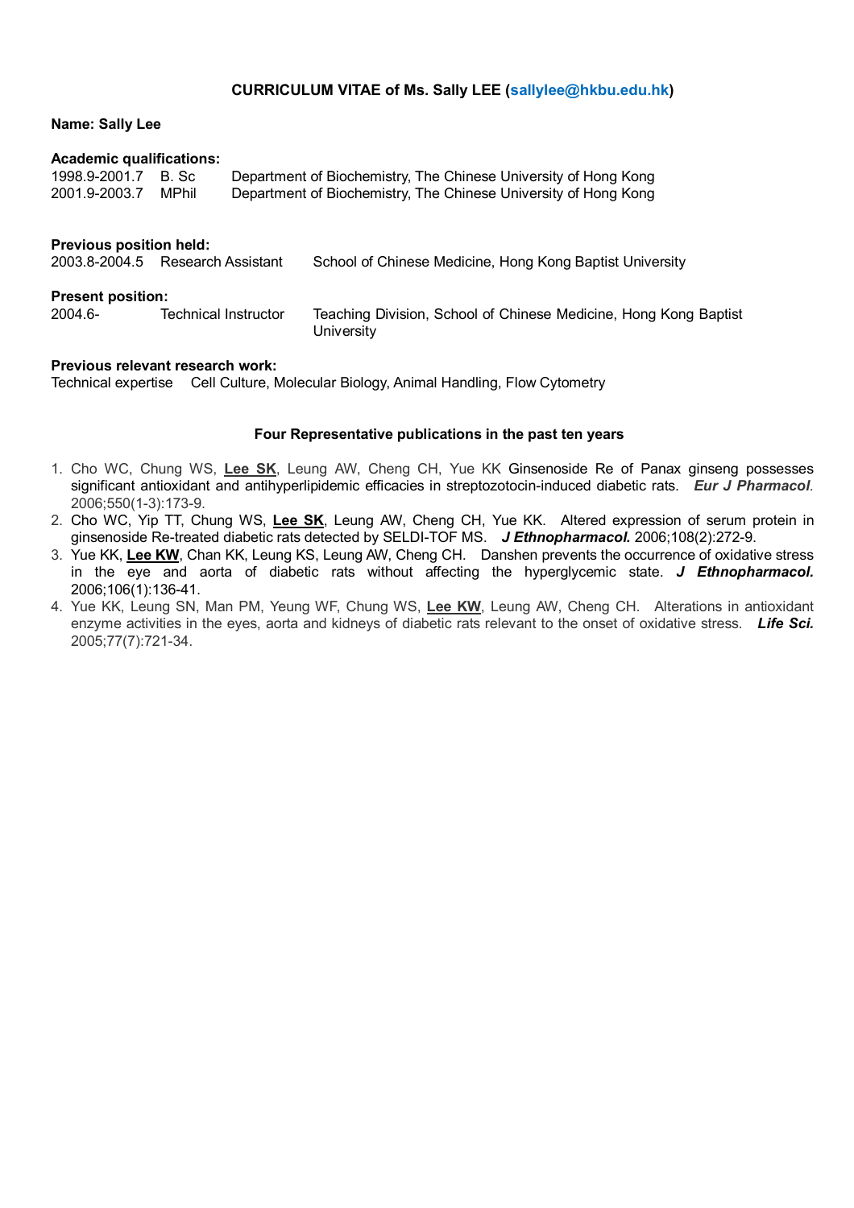**CURRICULUM VITAE of Ms. Sally LEE (sallylee@hkbu.edu.hk)**

**Name: Sally Lee**

**Academic qualifications:**

| | | |
|---|---|---|
| 1998.9-2001.7 | B. Sc | Department of Biochemistry, The Chinese University of Hong Kong |
| 2001.9-2003.7 | MPhil | Department of Biochemistry, The Chinese University of Hong Kong |

**Previous position held:**

| | | |
|---|---|---|
| 2003.8-2004.5 | Research Assistant | School of Chinese Medicine, Hong Kong Baptist University |

**Present position:**

| | | |
|---|---|---|
| 2004.6- | Technical Instructor | Teaching Division, School of Chinese Medicine, Hong Kong Baptist University |

**Previous relevant research work:**

Technical expertise Cell Culture, Molecular Biology, Animal Handling, Flow Cytometry

**Four Representative publications in the past ten years**

1. Cho WC, Chung WS, **Lee SK**, Leung AW, Cheng CH, Yue KK Ginsenoside Re of Panax ginseng possesses significant antioxidant and antihyperlipidemic efficacies in streptozotocin-induced diabetic rats. ***Eur J Pharmacol.*** 2006;550(1-3):173-9.
2. Cho WC, Yip TT, Chung WS, **Lee SK**, Leung AW, Cheng CH, Yue KK. Altered expression of serum protein in ginsenoside Re-treated diabetic rats detected by SELDI-TOF MS. ***J Ethnopharmacol.*** 2006;108(2):272-9.
3. Yue KK, **Lee KW**, Chan KK, Leung KS, Leung AW, Cheng CH. Danshen prevents the occurrence of oxidative stress in the eye and aorta of diabetic rats without affecting the hyperglycemic state. ***J Ethnopharmacol.*** 2006;106(1):136-41.
4. Yue KK, Leung SN, Man PM, Yeung WF, Chung WS, **Lee KW**, Leung AW, Cheng CH. Alterations in antioxidant enzyme activities in the eyes, aorta and kidneys of diabetic rats relevant to the onset of oxidative stress. ***Life Sci.*** 2005;77(7):721-34.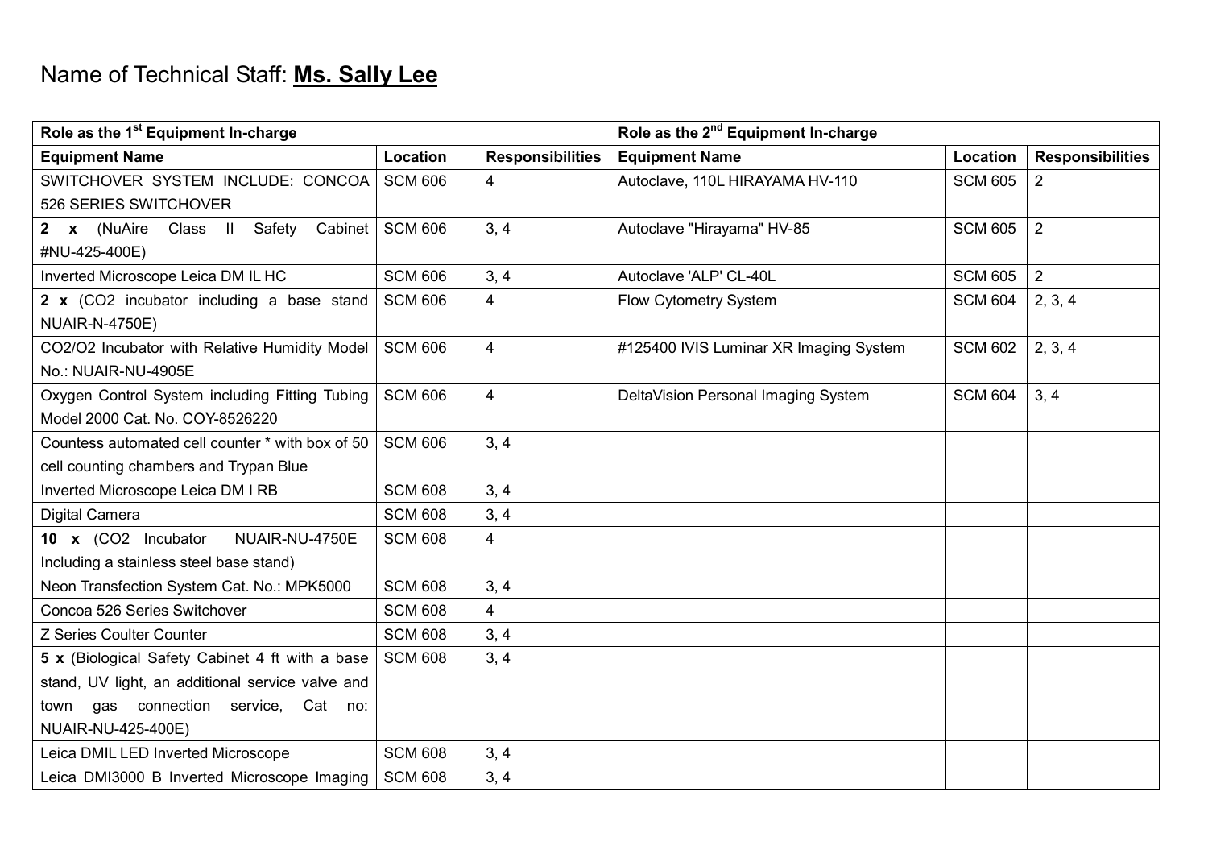Name of Technical Staff: **Ms. Sally Lee**

| Role as the 1st Equipment In-charge | | | Role as the 2nd Equipment In-charge | | |
|---|---|---|---|---|---|
| **Equipment Name** | **Location** | **Responsibilities** | **Equipment Name** | **Location** | **Responsibilities** |
| SWITCHOVER SYSTEM INCLUDE: CONCOA 526 SERIES SWITCHOVER | SCM 606 | 4 | Autoclave, 110L HIRAYAMA HV-110 | SCM 605 | 2 |
| **2 x** (NuAire Class II Safety Cabinet #NU-425-400E) | SCM 606 | 3, 4 | Autoclave "Hirayama" HV-85 | SCM 605 | 2 |
| Inverted Microscope Leica DM IL HC | SCM 606 | 3, 4 | Autoclave 'ALP' CL-40L | SCM 605 | 2 |
| **2 x** (CO2 incubator including a base stand NUAIR-N-4750E) | SCM 606 | 4 | Flow Cytometry System | SCM 604 | 2, 3, 4 |
| CO2/O2 Incubator with Relative Humidity Model No.: NUAIR-NU-4905E | SCM 606 | 4 | #125400 IVIS Luminar XR Imaging System | SCM 602 | 2, 3, 4 |
| Oxygen Control System including Fitting Tubing Model 2000 Cat. No. COY-8526220 | SCM 606 | 4 | DeltaVision Personal Imaging System | SCM 604 | 3, 4 |
| Countess automated cell counter * with box of 50 cell counting chambers and Trypan Blue | SCM 606 | 3, 4 | | | |
| Inverted Microscope Leica DM I RB | SCM 608 | 3, 4 | | | |
| Digital Camera | SCM 608 | 3, 4 | | | |
| **10 x** (CO2 Incubator NUAIR-NU-4750E Including a stainless steel base stand) | SCM 608 | 4 | | | |
| Neon Transfection System Cat. No.: MPK5000 | SCM 608 | 3, 4 | | | |
| Concoa 526 Series Switchover | SCM 608 | 4 | | | |
| Z Series Coulter Counter | SCM 608 | 3, 4 | | | |
| **5 x** (Biological Safety Cabinet 4 ft with a base stand, UV light, an additional service valve and town gas connection service, Cat no: NUAIR-NU-425-400E) | SCM 608 | 3, 4 | | | |
| Leica DMIL LED Inverted Microscope | SCM 608 | 3, 4 | | | |
| Leica DMI3000 B Inverted Microscope Imaging | SCM 608 | 3, 4 | | | |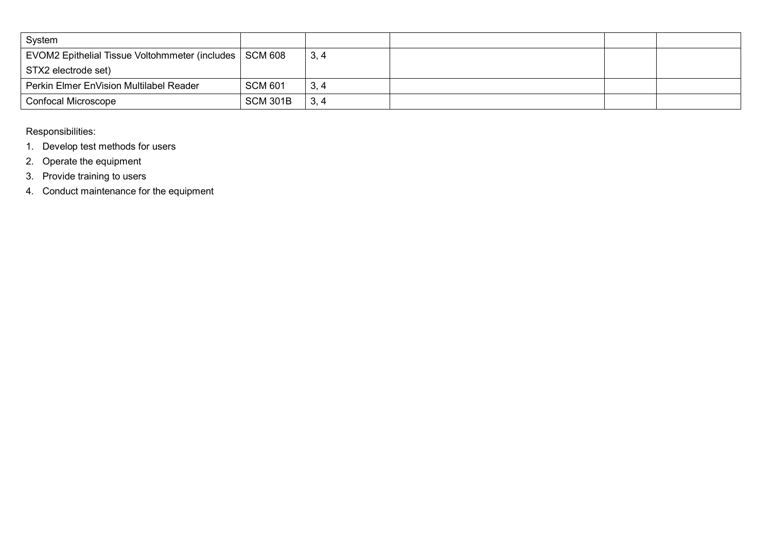| | | | | | |
|---|---|---|---|---|---|
| System | | | | | |
| EVOM2 Epithelial Tissue Voltohmmeter (includes STX2 electrode set) | SCM 608 | 3, 4 | | | |
| Perkin Elmer EnVision Multilabel Reader | SCM 601 | 3, 4 | | | |
| Confocal Microscope | SCM 301B | 3, 4 | | | |

Responsibilities:

1. Develop test methods for users
2. Operate the equipment
3. Provide training to users
4. Conduct maintenance for the equipment